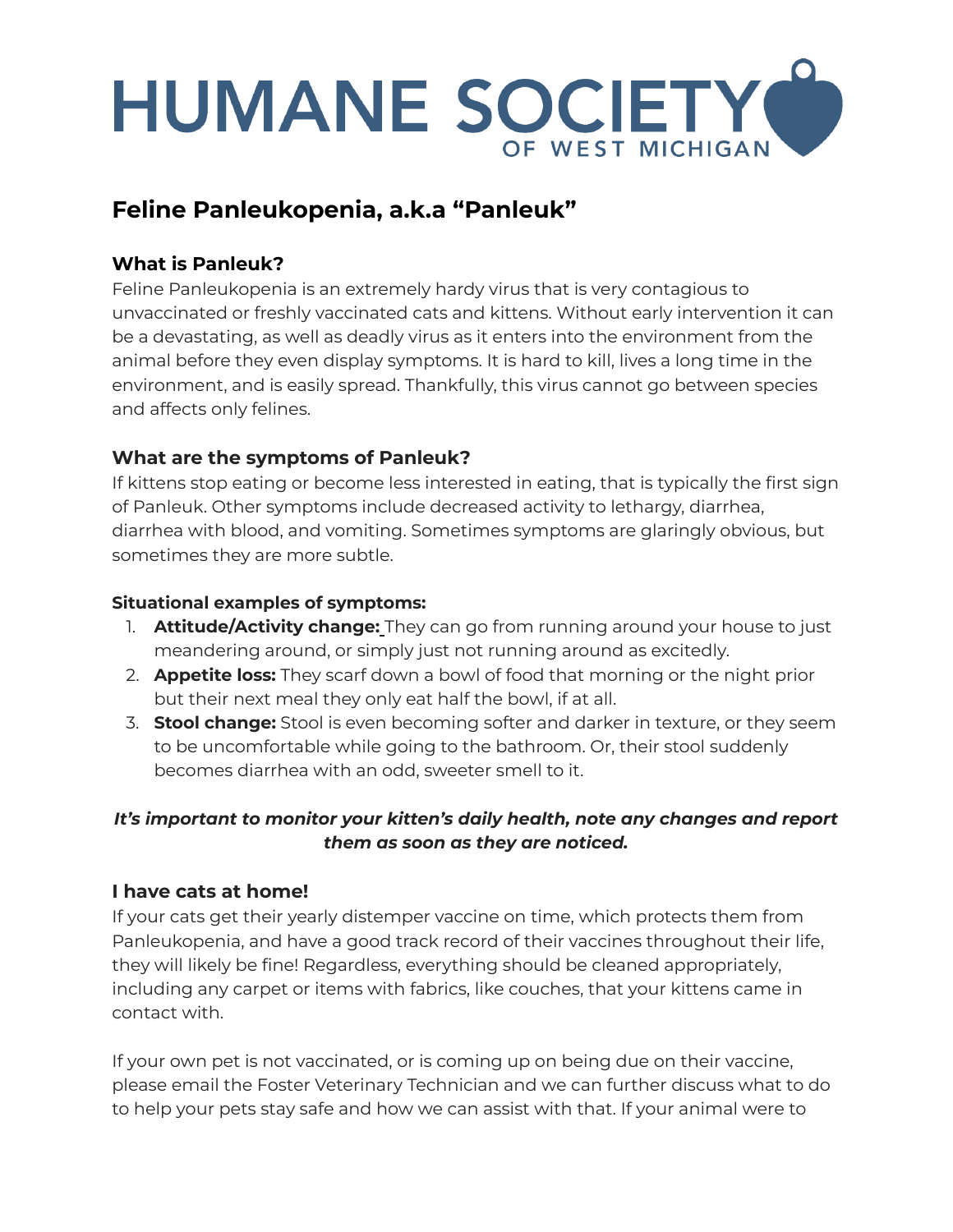# HUMANE SOCIETY OF WEST MICHIGAN

## Feline Panleukopenia, a.k.a "Panleuk"

### What is Panleuk?

Feline Panleukopenia is an extremely hardy virus that is very contagious to unvaccinated or freshly vaccinated cats and kittens. Without early intervention it can be a devastating, as well as deadly virus as it enters into the environment from the animal before they even display symptoms. It is hard to kill, lives a long time in the environment, and is easily spread. Thankfully, this virus cannot go between species and affects only felines.

### What are the symptoms of Panleuk?

If kittens stop eating or become less interested in eating, that is typically the first sign of Panleuk. Other symptoms include decreased activity to lethargy, diarrhea, diarrhea with blood, and vomiting. Sometimes symptoms are glaringly obvious, but sometimes they are more subtle.

**Situational examples of symptoms:**

1. **Attitude/Activity change:** They can go from running around your house to just meandering around, or simply just not running around as excitedly.
2. **Appetite loss:** They scarf down a bowl of food that morning or the night prior but their next meal they only eat half the bowl, if at all.
3. **Stool change:** Stool is even becoming softer and darker in texture, or they seem to be uncomfortable while going to the bathroom. Or, their stool suddenly becomes diarrhea with an odd, sweeter smell to it.

***It's important to monitor your kitten's daily health, note any changes and report them as soon as they are noticed.***

### I have cats at home!

If your cats get their yearly distemper vaccine on time, which protects them from Panleukopenia, and have a good track record of their vaccines throughout their life, they will likely be fine! Regardless, everything should be cleaned appropriately, including any carpet or items with fabrics, like couches, that your kittens came in contact with.

If your own pet is not vaccinated, or is coming up on being due on their vaccine, please email the Foster Veterinary Technician and we can further discuss what to do to help your pets stay safe and how we can assist with that. If your animal were to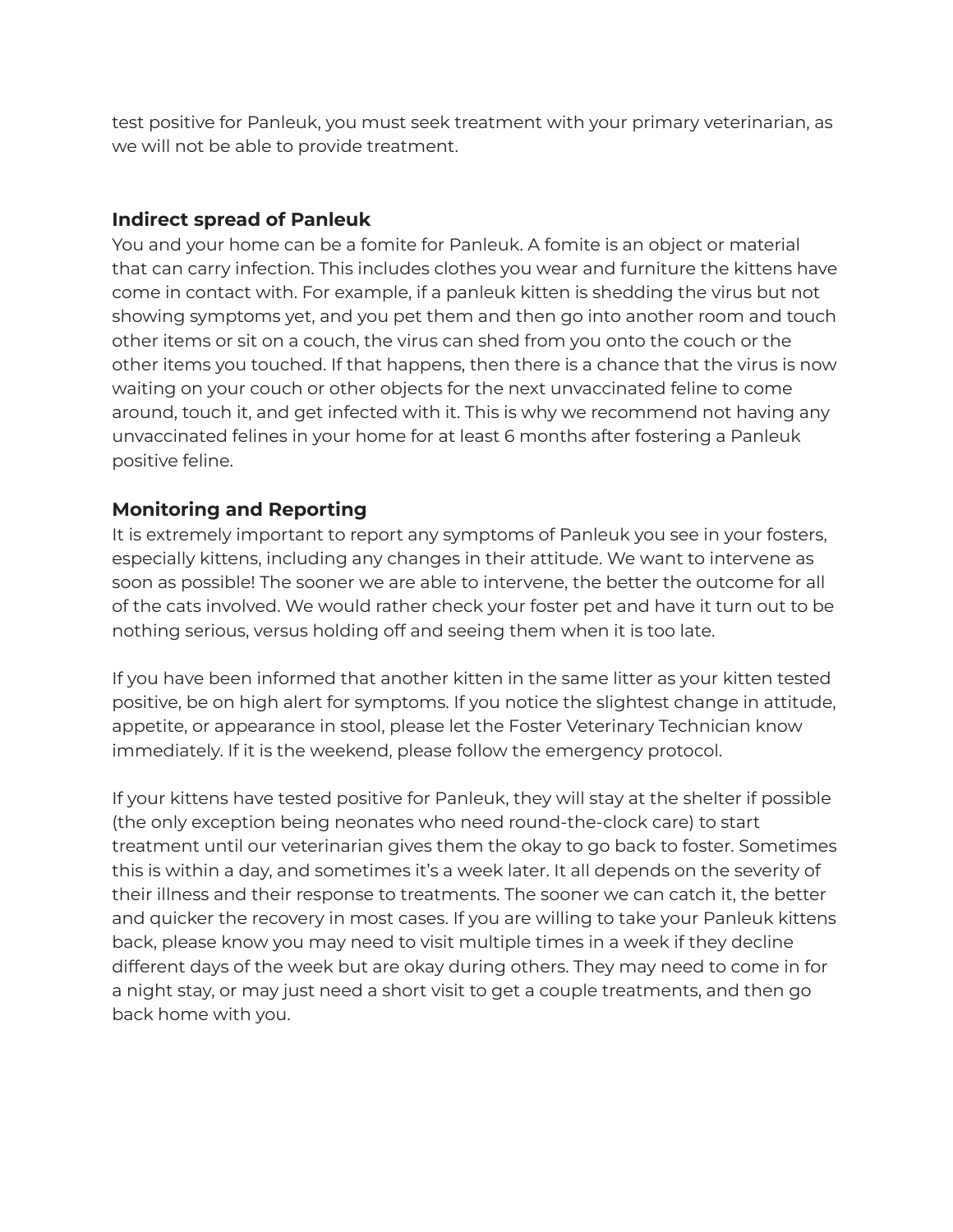test positive for Panleuk, you must seek treatment with your primary veterinarian, as we will not be able to provide treatment.

### Indirect spread of Panleuk

You and your home can be a fomite for Panleuk. A fomite is an object or material that can carry infection. This includes clothes you wear and furniture the kittens have come in contact with. For example, if a panleuk kitten is shedding the virus but not showing symptoms yet, and you pet them and then go into another room and touch other items or sit on a couch, the virus can shed from you onto the couch or the other items you touched. If that happens, then there is a chance that the virus is now waiting on your couch or other objects for the next unvaccinated feline to come around, touch it, and get infected with it. This is why we recommend not having any unvaccinated felines in your home for at least 6 months after fostering a Panleuk positive feline.

### Monitoring and Reporting

It is extremely important to report any symptoms of Panleuk you see in your fosters, especially kittens, including any changes in their attitude. We want to intervene as soon as possible! The sooner we are able to intervene, the better the outcome for all of the cats involved. We would rather check your foster pet and have it turn out to be nothing serious, versus holding off and seeing them when it is too late.

If you have been informed that another kitten in the same litter as your kitten tested positive, be on high alert for symptoms. If you notice the slightest change in attitude, appetite, or appearance in stool, please let the Foster Veterinary Technician know immediately. If it is the weekend, please follow the emergency protocol.

If your kittens have tested positive for Panleuk, they will stay at the shelter if possible (the only exception being neonates who need round-the-clock care) to start treatment until our veterinarian gives them the okay to go back to foster. Sometimes this is within a day, and sometimes it's a week later. It all depends on the severity of their illness and their response to treatments. The sooner we can catch it, the better and quicker the recovery in most cases. If you are willing to take your Panleuk kittens back, please know you may need to visit multiple times in a week if they decline different days of the week but are okay during others. They may need to come in for a night stay, or may just need a short visit to get a couple treatments, and then go back home with you.